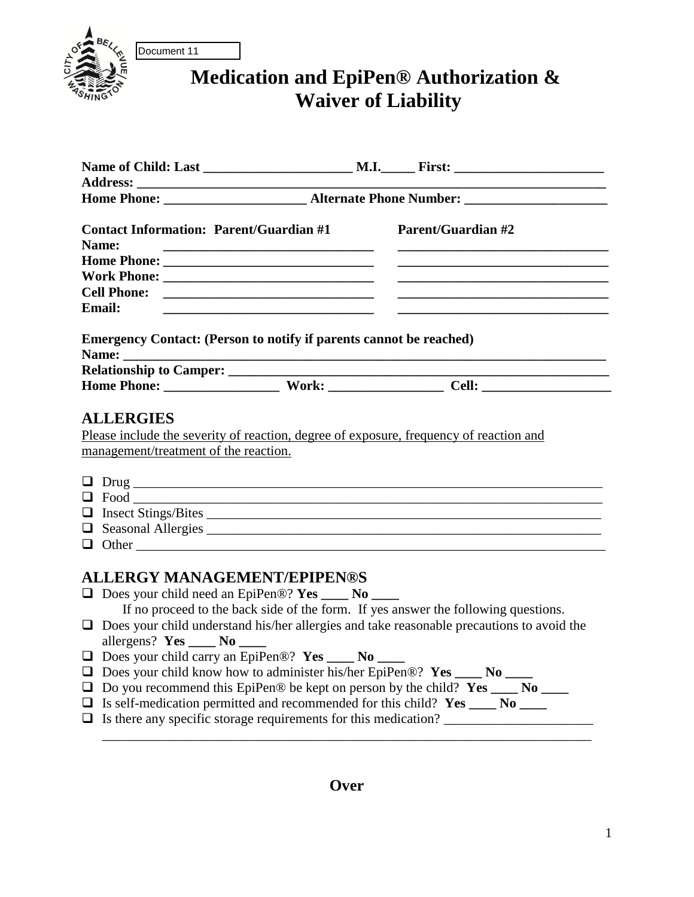Document 11

# Medication and EpiPen® Authorization & Waiver of Liability

**Name of Child: Last ______________________ M.I.\_\_\_\_\_ First: ______________________**
**Address: ____________________________________________________________________**
**Home Phone: _____________________ Alternate Phone Number: _____________________**

| **Contact Information: Parent/Guardian #1** | | **Parent/Guardian #2** |
|---|---|---|
| **Name:** | _______________________________ | _______________________________ |
| **Home Phone:** | _______________________________ | _______________________________ |
| **Work Phone:** | _______________________________ | _______________________________ |
| **Cell Phone:** | _______________________________ | _______________________________ |
| **Email:** | _______________________________ | _______________________________ |

**Emergency Contact: (Person to notify if parents cannot be reached)**
**Name: ______________________________________________________________________**
**Relationship to Camper: ______________________________________________________**
**Home Phone: _________________ Work: _________________ Cell: ___________________**

## ALLERGIES

Please include the severity of reaction, degree of exposure, frequency of reaction and management/treatment of the reaction.

- ☐ Drug ___________________________________________________________________________
- ☐ Food ___________________________________________________________________________
- ☐ Insect Stings/Bites ______________________________________________________________
- ☐ Seasonal Allergies ______________________________________________________________
- ☐ Other ___________________________________________________________________________

## ALLERGY MANAGEMENT/EPIPEN®S

- ☐ Does your child need an EpiPen®? **Yes \_\_\_\_ No \_\_\_\_**
  If no proceed to the back side of the form. If yes answer the following questions.
- ☐ Does your child understand his/her allergies and take reasonable precautions to avoid the allergens? **Yes \_\_\_\_ No \_\_\_\_**
- ☐ Does your child carry an EpiPen®? **Yes \_\_\_\_ No \_\_\_\_**
- ☐ Does your child know how to administer his/her EpiPen®? **Yes \_\_\_\_ No \_\_\_\_**
- ☐ Do you recommend this EpiPen® be kept on person by the child? **Yes \_\_\_\_ No \_\_\_\_**
- ☐ Is self-medication permitted and recommended for this child? **Yes \_\_\_\_ No \_\_\_\_**
- ☐ Is there any specific storage requirements for this medication? ______________________
  ___________________________________________________________________________

**Over**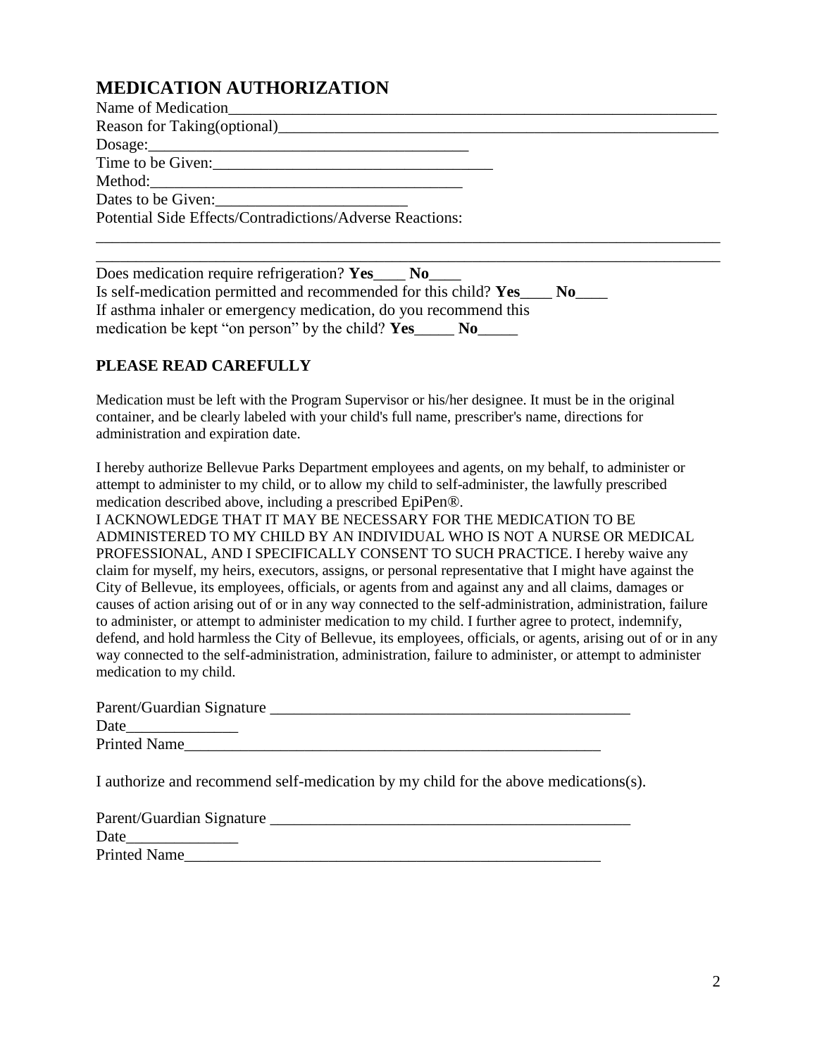## MEDICATION AUTHORIZATION

Name of Medication_______________________________________________________________

Reason for Taking(optional)_______________________________________________________

Dosage:________________________________________

Time to be Given:__________________________________

Method:______________________________________

Dates to be Given:________________________

Potential Side Effects/Contradictions/Adverse Reactions:

_______________________________________________________________________________

_______________________________________________________________________________

Does medication require refrigeration? **Yes**____ **No**____

Is self-medication permitted and recommended for this child? **Yes**____ **No**____

If asthma inhaler or emergency medication, do you recommend this medication be kept "on person" by the child? **Yes**_____ **No**_____

### PLEASE READ CAREFULLY

Medication must be left with the Program Supervisor or his/her designee. It must be in the original container, and be clearly labeled with your child's full name, prescriber's name, directions for administration and expiration date.

I hereby authorize Bellevue Parks Department employees and agents, on my behalf, to administer or attempt to administer to my child, or to allow my child to self-administer, the lawfully prescribed medication described above, including a prescribed EpiPen®.

I ACKNOWLEDGE THAT IT MAY BE NECESSARY FOR THE MEDICATION TO BE ADMINISTERED TO MY CHILD BY AN INDIVIDUAL WHO IS NOT A NURSE OR MEDICAL PROFESSIONAL, AND I SPECIFICALLY CONSENT TO SUCH PRACTICE. I hereby waive any claim for myself, my heirs, executors, assigns, or personal representative that I might have against the City of Bellevue, its employees, officials, or agents from and against any and all claims, damages or causes of action arising out of or in any way connected to the self-administration, administration, failure to administer, or attempt to administer medication to my child. I further agree to protect, indemnify, defend, and hold harmless the City of Bellevue, its employees, officials, or agents, arising out of or in any way connected to the self-administration, administration, failure to administer, or attempt to administer medication to my child.

Parent/Guardian Signature ______________________________________________

Date______________

Printed Name_______________________________________________________

I authorize and recommend self-medication by my child for the above medications(s).

Parent/Guardian Signature ______________________________________________

Date______________

Printed Name_______________________________________________________